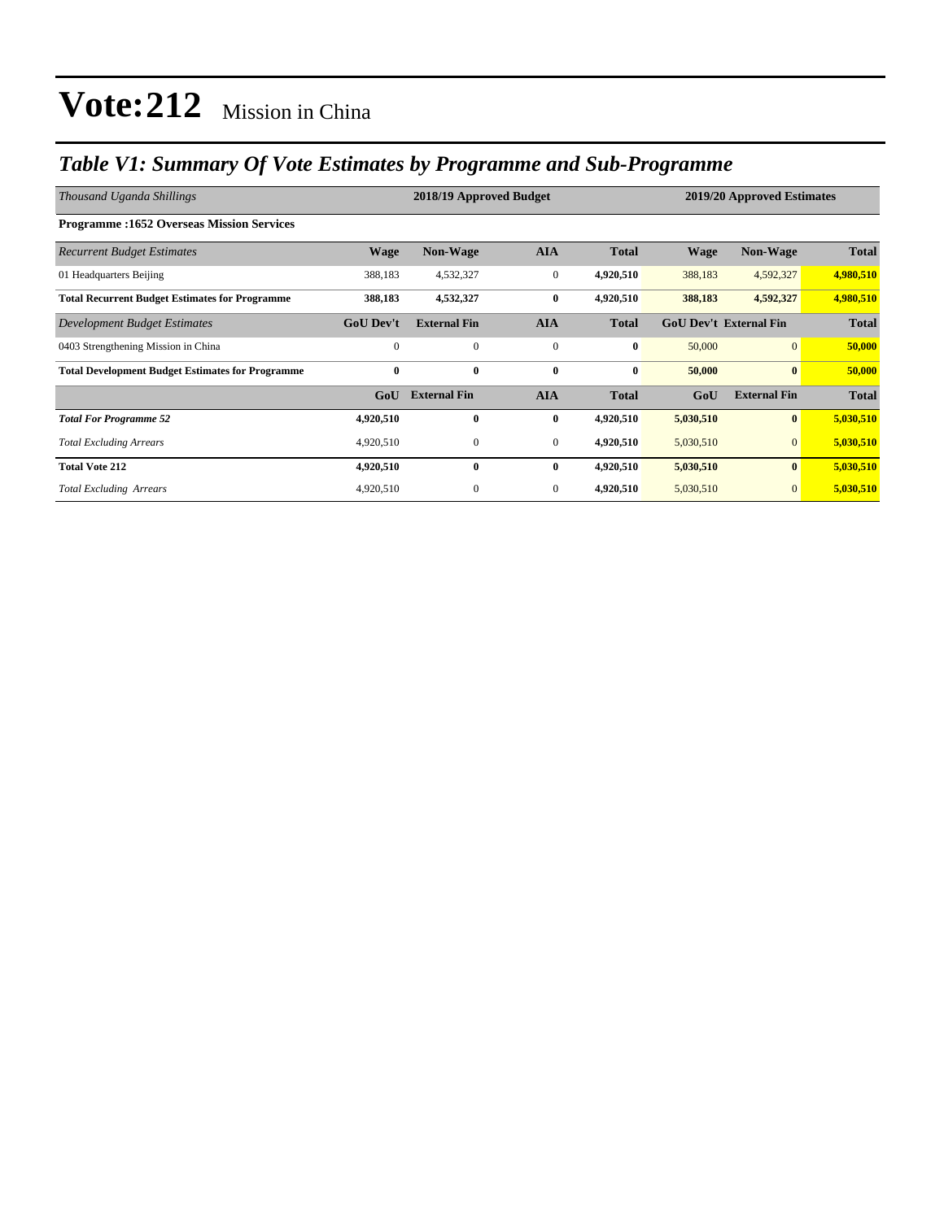# Vote:212 Mission in China

## *Table V1: Summary Of Vote Estimates by Programme and Sub-Programme*

| *Thousand Uganda Shillings* | 2018/19 Approved Budget | | | | 2019/20 Approved Estimates | | |
|---|---|---|---|---|---|---|---|
| **Programme :1652 Overseas Mission Services** | | | | | | | |
| *Recurrent Budget Estimates* | **Wage** | **Non-Wage** | **AIA** | **Total** | **Wage** | **Non-Wage** | **Total** |
| 01 Headquarters Beijing | 388,183 | 4,532,327 | 0 | **4,920,510** | 388,183 | 4,592,327 | **4,980,510** |
| **Total Recurrent Budget Estimates for Programme** | **388,183** | **4,532,327** | **0** | **4,920,510** | **388,183** | **4,592,327** | **4,980,510** |
| *Development Budget Estimates* | **GoU Dev't** | **External Fin** | **AIA** | **Total** | **GoU Dev't** | **External Fin** | **Total** |
| 0403 Strengthening Mission in China | 0 | 0 | 0 | **0** | 50,000 | 0 | **50,000** |
| **Total Development Budget Estimates for Programme** | **0** | **0** | **0** | **0** | **50,000** | **0** | **50,000** |
| | **GoU** | **External Fin** | **AIA** | **Total** | **GoU** | **External Fin** | **Total** |
| ***Total For Programme 52*** | **4,920,510** | **0** | **0** | **4,920,510** | **5,030,510** | **0** | **5,030,510** |
| *Total Excluding Arrears* | 4,920,510 | 0 | 0 | **4,920,510** | 5,030,510 | 0 | **5,030,510** |
| **Total Vote 212** | **4,920,510** | **0** | **0** | **4,920,510** | **5,030,510** | **0** | **5,030,510** |
| *Total Excluding Arrears* | 4,920,510 | 0 | 0 | **4,920,510** | 5,030,510 | 0 | **5,030,510** |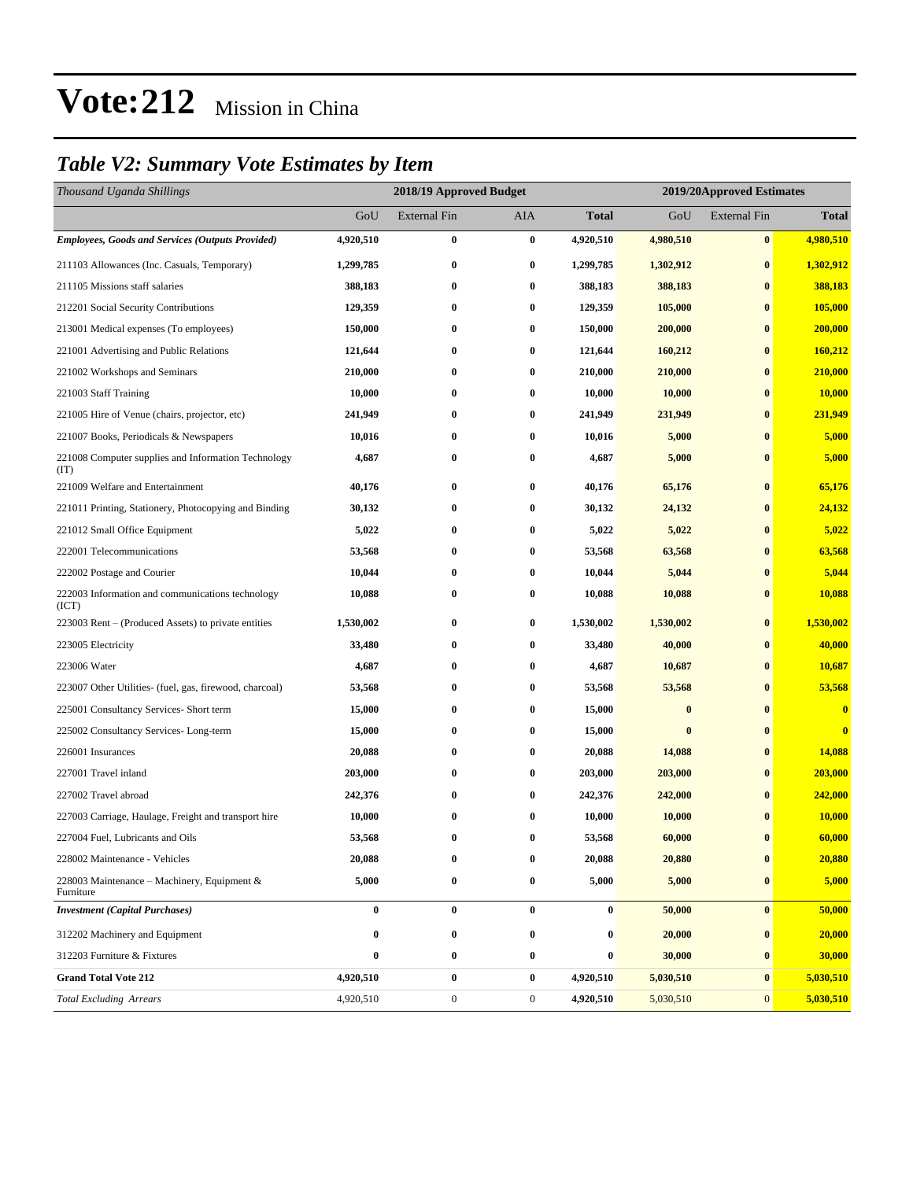# Vote:212 Mission in China

## *Table V2: Summary Vote Estimates by Item*

| *Thousand Uganda Shillings* | 2018/19 Approved Budget | | | | 2019/20Approved Estimates | | |
|---|---|---|---|---|---|---|---|
| | GoU | External Fin | AIA | **Total** | GoU | External Fin | **Total** |
| ***Employees, Goods and Services (Outputs Provided)*** | **4,920,510** | **0** | **0** | **4,920,510** | **4,980,510** | **0** | **4,980,510** |
| 211103 Allowances (Inc. Casuals, Temporary) | **1,299,785** | **0** | **0** | **1,299,785** | **1,302,912** | **0** | **1,302,912** |
| 211105 Missions staff salaries | **388,183** | **0** | **0** | **388,183** | **388,183** | **0** | **388,183** |
| 212201 Social Security Contributions | **129,359** | **0** | **0** | **129,359** | **105,000** | **0** | **105,000** |
| 213001 Medical expenses (To employees) | **150,000** | **0** | **0** | **150,000** | **200,000** | **0** | **200,000** |
| 221001 Advertising and Public Relations | **121,644** | **0** | **0** | **121,644** | **160,212** | **0** | **160,212** |
| 221002 Workshops and Seminars | **210,000** | **0** | **0** | **210,000** | **210,000** | **0** | **210,000** |
| 221003 Staff Training | **10,000** | **0** | **0** | **10,000** | **10,000** | **0** | **10,000** |
| 221005 Hire of Venue (chairs, projector, etc) | **241,949** | **0** | **0** | **241,949** | **231,949** | **0** | **231,949** |
| 221007 Books, Periodicals & Newspapers | **10,016** | **0** | **0** | **10,016** | **5,000** | **0** | **5,000** |
| 221008 Computer supplies and Information Technology (IT) | **4,687** | **0** | **0** | **4,687** | **5,000** | **0** | **5,000** |
| 221009 Welfare and Entertainment | **40,176** | **0** | **0** | **40,176** | **65,176** | **0** | **65,176** |
| 221011 Printing, Stationery, Photocopying and Binding | **30,132** | **0** | **0** | **30,132** | **24,132** | **0** | **24,132** |
| 221012 Small Office Equipment | **5,022** | **0** | **0** | **5,022** | **5,022** | **0** | **5,022** |
| 222001 Telecommunications | **53,568** | **0** | **0** | **53,568** | **63,568** | **0** | **63,568** |
| 222002 Postage and Courier | **10,044** | **0** | **0** | **10,044** | **5,044** | **0** | **5,044** |
| 222003 Information and communications technology (ICT) | **10,088** | **0** | **0** | **10,088** | **10,088** | **0** | **10,088** |
| 223003 Rent – (Produced Assets) to private entities | **1,530,002** | **0** | **0** | **1,530,002** | **1,530,002** | **0** | **1,530,002** |
| 223005 Electricity | **33,480** | **0** | **0** | **33,480** | **40,000** | **0** | **40,000** |
| 223006 Water | **4,687** | **0** | **0** | **4,687** | **10,687** | **0** | **10,687** |
| 223007 Other Utilities- (fuel, gas, firewood, charcoal) | **53,568** | **0** | **0** | **53,568** | **53,568** | **0** | **53,568** |
| 225001 Consultancy Services- Short term | **15,000** | **0** | **0** | **15,000** | **0** | **0** | **0** |
| 225002 Consultancy Services- Long-term | **15,000** | **0** | **0** | **15,000** | **0** | **0** | **0** |
| 226001 Insurances | **20,088** | **0** | **0** | **20,088** | **14,088** | **0** | **14,088** |
| 227001 Travel inland | **203,000** | **0** | **0** | **203,000** | **203,000** | **0** | **203,000** |
| 227002 Travel abroad | **242,376** | **0** | **0** | **242,376** | **242,000** | **0** | **242,000** |
| 227003 Carriage, Haulage, Freight and transport hire | **10,000** | **0** | **0** | **10,000** | **10,000** | **0** | **10,000** |
| 227004 Fuel, Lubricants and Oils | **53,568** | **0** | **0** | **53,568** | **60,000** | **0** | **60,000** |
| 228002 Maintenance - Vehicles | **20,088** | **0** | **0** | **20,088** | **20,880** | **0** | **20,880** |
| 228003 Maintenance – Machinery, Equipment & Furniture | **5,000** | **0** | **0** | **5,000** | **5,000** | **0** | **5,000** |
| ***Investment (Capital Purchases)*** | **0** | **0** | **0** | **0** | **50,000** | **0** | **50,000** |
| 312202 Machinery and Equipment | **0** | **0** | **0** | **0** | **20,000** | **0** | **20,000** |
| 312203 Furniture & Fixtures | **0** | **0** | **0** | **0** | **30,000** | **0** | **30,000** |
| **Grand Total Vote 212** | **4,920,510** | **0** | **0** | **4,920,510** | **5,030,510** | **0** | **5,030,510** |
| *Total Excluding Arrears* | 4,920,510 | 0 | 0 | **4,920,510** | 5,030,510 | 0 | **5,030,510** |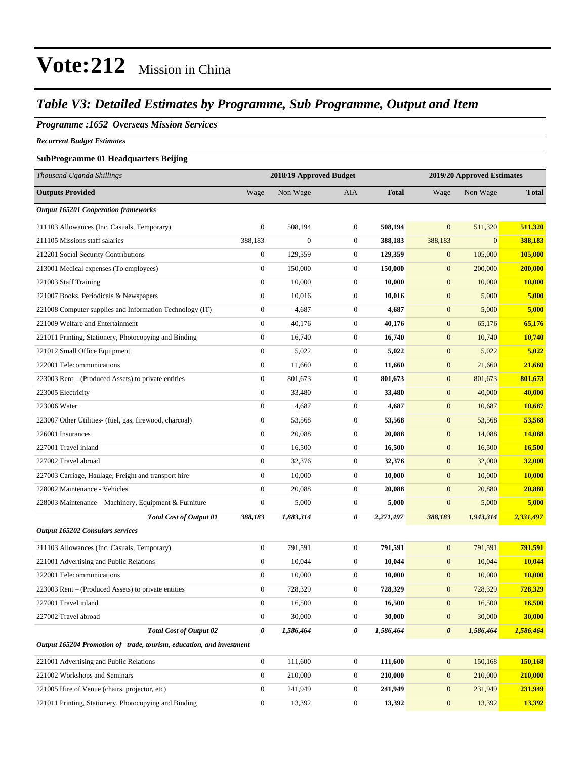# Vote:212 Mission in China

## *Table V3: Detailed Estimates by Programme, Sub Programme, Output and Item*

***Programme :1652 Overseas Mission Services***

***Recurrent Budget Estimates***

**SubProgramme 01 Headquarters Beijing**

| *Thousand Uganda Shillings* | 2018/19 Approved Budget | | | | 2019/20 Approved Estimates | | |
|---|---|---|---|---|---|---|---|
| **Outputs Provided** | Wage | Non Wage | AIA | **Total** | Wage | Non Wage | **Total** |
| ***Output 165201 Cooperation frameworks*** | | | | | | | |
| 211103 Allowances (Inc. Casuals, Temporary) | 0 | 508,194 | 0 | **508,194** | 0 | 511,320 | **511,320** |
| 211105 Missions staff salaries | 388,183 | 0 | 0 | **388,183** | 388,183 | 0 | **388,183** |
| 212201 Social Security Contributions | 0 | 129,359 | 0 | **129,359** | 0 | 105,000 | **105,000** |
| 213001 Medical expenses (To employees) | 0 | 150,000 | 0 | **150,000** | 0 | 200,000 | **200,000** |
| 221003 Staff Training | 0 | 10,000 | 0 | **10,000** | 0 | 10,000 | **10,000** |
| 221007 Books, Periodicals & Newspapers | 0 | 10,016 | 0 | **10,016** | 0 | 5,000 | **5,000** |
| 221008 Computer supplies and Information Technology (IT) | 0 | 4,687 | 0 | **4,687** | 0 | 5,000 | **5,000** |
| 221009 Welfare and Entertainment | 0 | 40,176 | 0 | **40,176** | 0 | 65,176 | **65,176** |
| 221011 Printing, Stationery, Photocopying and Binding | 0 | 16,740 | 0 | **16,740** | 0 | 10,740 | **10,740** |
| 221012 Small Office Equipment | 0 | 5,022 | 0 | **5,022** | 0 | 5,022 | **5,022** |
| 222001 Telecommunications | 0 | 11,660 | 0 | **11,660** | 0 | 21,660 | **21,660** |
| 223003 Rent – (Produced Assets) to private entities | 0 | 801,673 | 0 | **801,673** | 0 | 801,673 | **801,673** |
| 223005 Electricity | 0 | 33,480 | 0 | **33,480** | 0 | 40,000 | **40,000** |
| 223006 Water | 0 | 4,687 | 0 | **4,687** | 0 | 10,687 | **10,687** |
| 223007 Other Utilities- (fuel, gas, firewood, charcoal) | 0 | 53,568 | 0 | **53,568** | 0 | 53,568 | **53,568** |
| 226001 Insurances | 0 | 20,088 | 0 | **20,088** | 0 | 14,088 | **14,088** |
| 227001 Travel inland | 0 | 16,500 | 0 | **16,500** | 0 | 16,500 | **16,500** |
| 227002 Travel abroad | 0 | 32,376 | 0 | **32,376** | 0 | 32,000 | **32,000** |
| 227003 Carriage, Haulage, Freight and transport hire | 0 | 10,000 | 0 | **10,000** | 0 | 10,000 | **10,000** |
| 228002 Maintenance - Vehicles | 0 | 20,088 | 0 | **20,088** | 0 | 20,880 | **20,880** |
| 228003 Maintenance – Machinery, Equipment & Furniture | 0 | 5,000 | 0 | **5,000** | 0 | 5,000 | **5,000** |
| ***Total Cost of Output 01*** | ***388,183*** | ***1,883,314*** | ***0*** | ***2,271,497*** | ***388,183*** | ***1,943,314*** | ***2,331,497*** |
| ***Output 165202 Consulars services*** | | | | | | | |
| 211103 Allowances (Inc. Casuals, Temporary) | 0 | 791,591 | 0 | **791,591** | 0 | 791,591 | **791,591** |
| 221001 Advertising and Public Relations | 0 | 10,044 | 0 | **10,044** | 0 | 10,044 | **10,044** |
| 222001 Telecommunications | 0 | 10,000 | 0 | **10,000** | 0 | 10,000 | **10,000** |
| 223003 Rent – (Produced Assets) to private entities | 0 | 728,329 | 0 | **728,329** | 0 | 728,329 | **728,329** |
| 227001 Travel inland | 0 | 16,500 | 0 | **16,500** | 0 | 16,500 | **16,500** |
| 227002 Travel abroad | 0 | 30,000 | 0 | **30,000** | 0 | 30,000 | **30,000** |
| ***Total Cost of Output 02*** | ***0*** | ***1,586,464*** | ***0*** | ***1,586,464*** | ***0*** | ***1,586,464*** | ***1,586,464*** |
| ***Output 165204 Promotion of trade, tourism, education, and investment*** | | | | | | | |
| 221001 Advertising and Public Relations | 0 | 111,600 | 0 | **111,600** | 0 | 150,168 | **150,168** |
| 221002 Workshops and Seminars | 0 | 210,000 | 0 | **210,000** | 0 | 210,000 | **210,000** |
| 221005 Hire of Venue (chairs, projector, etc) | 0 | 241,949 | 0 | **241,949** | 0 | 231,949 | **231,949** |
| 221011 Printing, Stationery, Photocopying and Binding | 0 | 13,392 | 0 | **13,392** | 0 | 13,392 | **13,392** |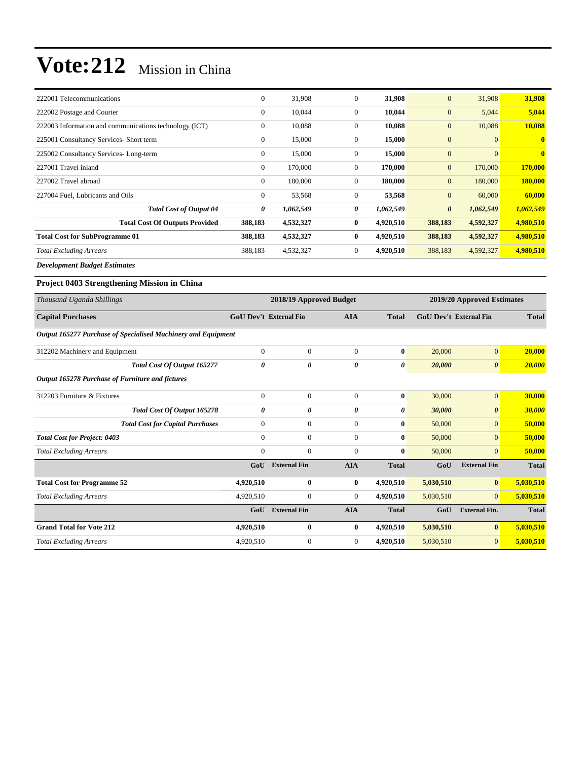# Vote:212 Mission in China

| | | | | | | | |
|---|---|---|---|---|---|---|---|
| 222001 Telecommunications | 0 | 31,908 | 0 | **31,908** | 0 | 31,908 | **31,908** |
| 222002 Postage and Courier | 0 | 10,044 | 0 | **10,044** | 0 | 5,044 | **5,044** |
| 222003 Information and communications technology (ICT) | 0 | 10,088 | 0 | **10,088** | 0 | 10,088 | **10,088** |
| 225001 Consultancy Services- Short term | 0 | 15,000 | 0 | **15,000** | 0 | 0 | **0** |
| 225002 Consultancy Services- Long-term | 0 | 15,000 | 0 | **15,000** | 0 | 0 | **0** |
| 227001 Travel inland | 0 | 170,000 | 0 | **170,000** | 0 | 170,000 | **170,000** |
| 227002 Travel abroad | 0 | 180,000 | 0 | **180,000** | 0 | 180,000 | **180,000** |
| 227004 Fuel, Lubricants and Oils | 0 | 53,568 | 0 | **53,568** | 0 | 60,000 | **60,000** |
| ***Total Cost of Output 04*** | ***0*** | ***1,062,549*** | ***0*** | ***1,062,549*** | ***0*** | ***1,062,549*** | ***1,062,549*** |
| **Total Cost Of Outputs Provided** | **388,183** | **4,532,327** | **0** | **4,920,510** | **388,183** | **4,592,327** | **4,980,510** |
| **Total Cost for SubProgramme 01** | **388,183** | **4,532,327** | **0** | **4,920,510** | **388,183** | **4,592,327** | **4,980,510** |
| *Total Excluding Arrears* | 388,183 | 4,532,327 | 0 | **4,920,510** | 388,183 | 4,592,327 | **4,980,510** |

***Development Budget Estimates***

### Project 0403 Strengthening Mission in China

| *Thousand Uganda Shillings* | 2018/19 Approved Budget | | | | 2019/20 Approved Estimates | | |
|---|---|---|---|---|---|---|---|
| **Capital Purchases** | **GoU Dev't** | **External Fin** | **AIA** | **Total** | **GoU Dev't** | **External Fin** | **Total** |
| ***Output 165277 Purchase of Specialised Machinery and Equipment*** | | | | | | | |
| 312202 Machinery and Equipment | 0 | 0 | 0 | **0** | 20,000 | 0 | **20,000** |
| ***Total Cost Of Output 165277*** | ***0*** | ***0*** | ***0*** | ***0*** | ***20,000*** | ***0*** | ***20,000*** |
| ***Output 165278 Purchase of Furniture and fictures*** | | | | | | | |
| 312203 Furniture & Fixtures | 0 | 0 | 0 | **0** | 30,000 | 0 | **30,000** |
| ***Total Cost Of Output 165278*** | ***0*** | ***0*** | ***0*** | ***0*** | ***30,000*** | ***0*** | ***30,000*** |
| ***Total Cost for Capital Purchases*** | 0 | 0 | 0 | **0** | 50,000 | 0 | **50,000** |
| ***Total Cost for Project: 0403*** | 0 | 0 | 0 | **0** | 50,000 | 0 | **50,000** |
| *Total Excluding Arrears* | 0 | 0 | 0 | **0** | 50,000 | 0 | **50,000** |
| | **GoU** | **External Fin** | **AIA** | **Total** | **GoU** | **External Fin** | **Total** |
| **Total Cost for Programme 52** | **4,920,510** | **0** | **0** | **4,920,510** | **5,030,510** | **0** | **5,030,510** |
| *Total Excluding Arrears* | 4,920,510 | 0 | 0 | **4,920,510** | 5,030,510 | 0 | **5,030,510** |
| | **GoU** | **External Fin** | **AIA** | **Total** | **GoU** | **External Fin.** | **Total** |
| **Grand Total for Vote 212** | **4,920,510** | **0** | **0** | **4,920,510** | **5,030,510** | **0** | **5,030,510** |
| *Total Excluding Arrears* | 4,920,510 | 0 | 0 | **4,920,510** | 5,030,510 | 0 | **5,030,510** |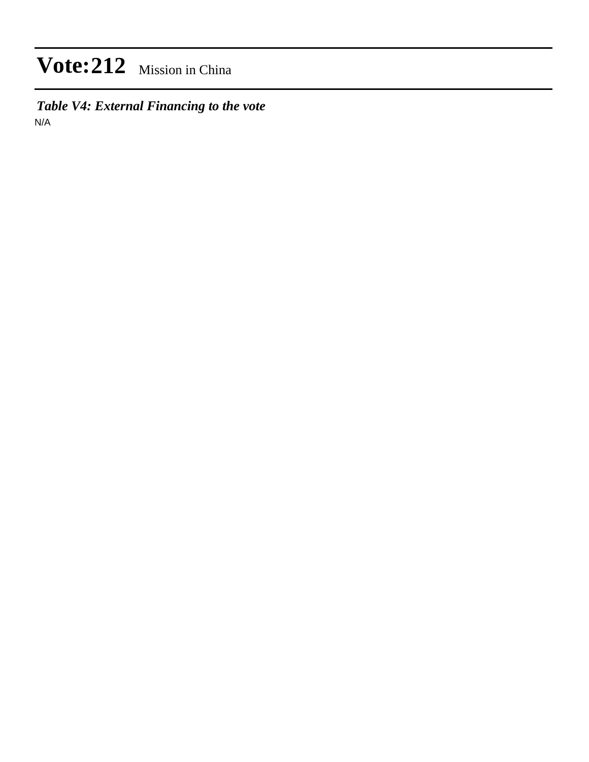# Vote:212 Mission in China

***Table V4: External Financing to the vote***

N/A